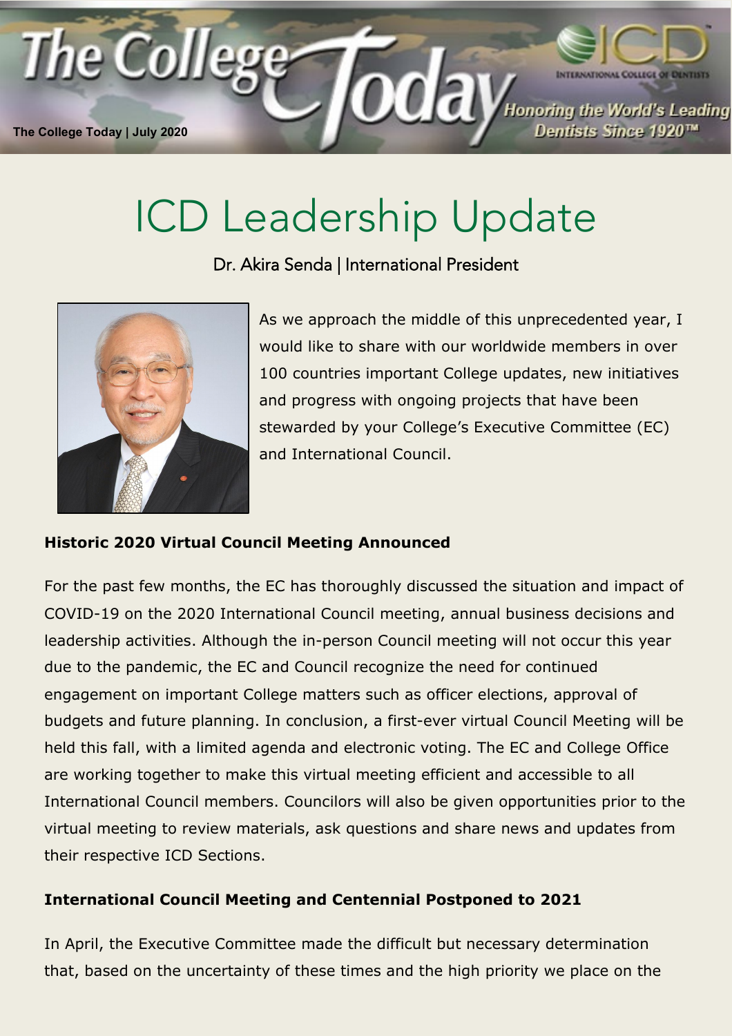# ICD Leadership Update

Dr. Akira Senda | International President

As we approach the middle of this unprecedented year, I would like to share with our worldwide members in over 100 countries important College updates, new initiatives and progress with ongoing projects that have been stewarded by your College's Executive Committee (EC) and International Council.

**Historic 2020 Virtual Council Meeting Announced**

For the past few months, the EC has thoroughly discussed the situation and impact of COVID-19 on the 2020 International Council meeting, annual business decisions and leadership activities. Although the in-person Council meeting will not occur this year due to the pandemic, the EC and Council recognize the need for continued engagement on important College matters such as officer elections, approval of budgets and future planning. In conclusion, a first-ever virtual Council Meeting will be held this fall, with a limited agenda and electronic voting. The EC and College Office are working together to make this virtual meeting efficient and accessible to all International Council members. Councilors will also be given opportunities prior to the virtual meeting to review materials, ask questions and share news and updates from their respective ICD Sections.

**International Council Meeting and Centennial Postponed to 2021**

In April, the Executive Committee made the difficult but necessary determination that, based on the uncertainty of these times and the high priority we place on the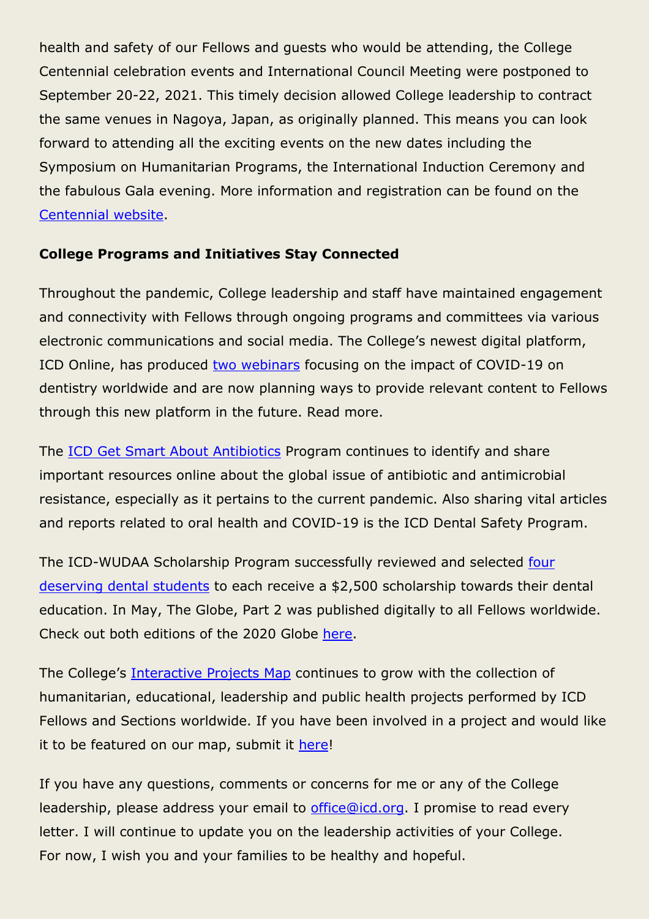health and safety of our Fellows and guests who would be attending, the College Centennial celebration events and International Council Meeting were postponed to September 20-22, 2021. This timely decision allowed College leadership to contract the same venues in Nagoya, Japan, as originally planned. This means you can look forward to attending all the exciting events on the new dates including the Symposium on Humanitarian Programs, the International Induction Ceremony and the fabulous Gala evening. More information and registration can be found on the Centennial website.

**College Programs and Initiatives Stay Connected**

Throughout the pandemic, College leadership and staff have maintained engagement and connectivity with Fellows through ongoing programs and committees via various electronic communications and social media. The College's newest digital platform, ICD Online, has produced two webinars focusing on the impact of COVID-19 on dentistry worldwide and are now planning ways to provide relevant content to Fellows through this new platform in the future. Read more.

The ICD Get Smart About Antibiotics Program continues to identify and share important resources online about the global issue of antibiotic and antimicrobial resistance, especially as it pertains to the current pandemic. Also sharing vital articles and reports related to oral health and COVID-19 is the ICD Dental Safety Program.

The ICD-WUDAA Scholarship Program successfully reviewed and selected four deserving dental students to each receive a $2,500 scholarship towards their dental education. In May, The Globe, Part 2 was published digitally to all Fellows worldwide. Check out both editions of the 2020 Globe here.

The College's Interactive Projects Map continues to grow with the collection of humanitarian, educational, leadership and public health projects performed by ICD Fellows and Sections worldwide. If you have been involved in a project and would like it to be featured on our map, submit it here!

If you have any questions, comments or concerns for me or any of the College leadership, please address your email to office@icd.org. I promise to read every letter. I will continue to update you on the leadership activities of your College. For now, I wish you and your families to be healthy and hopeful.